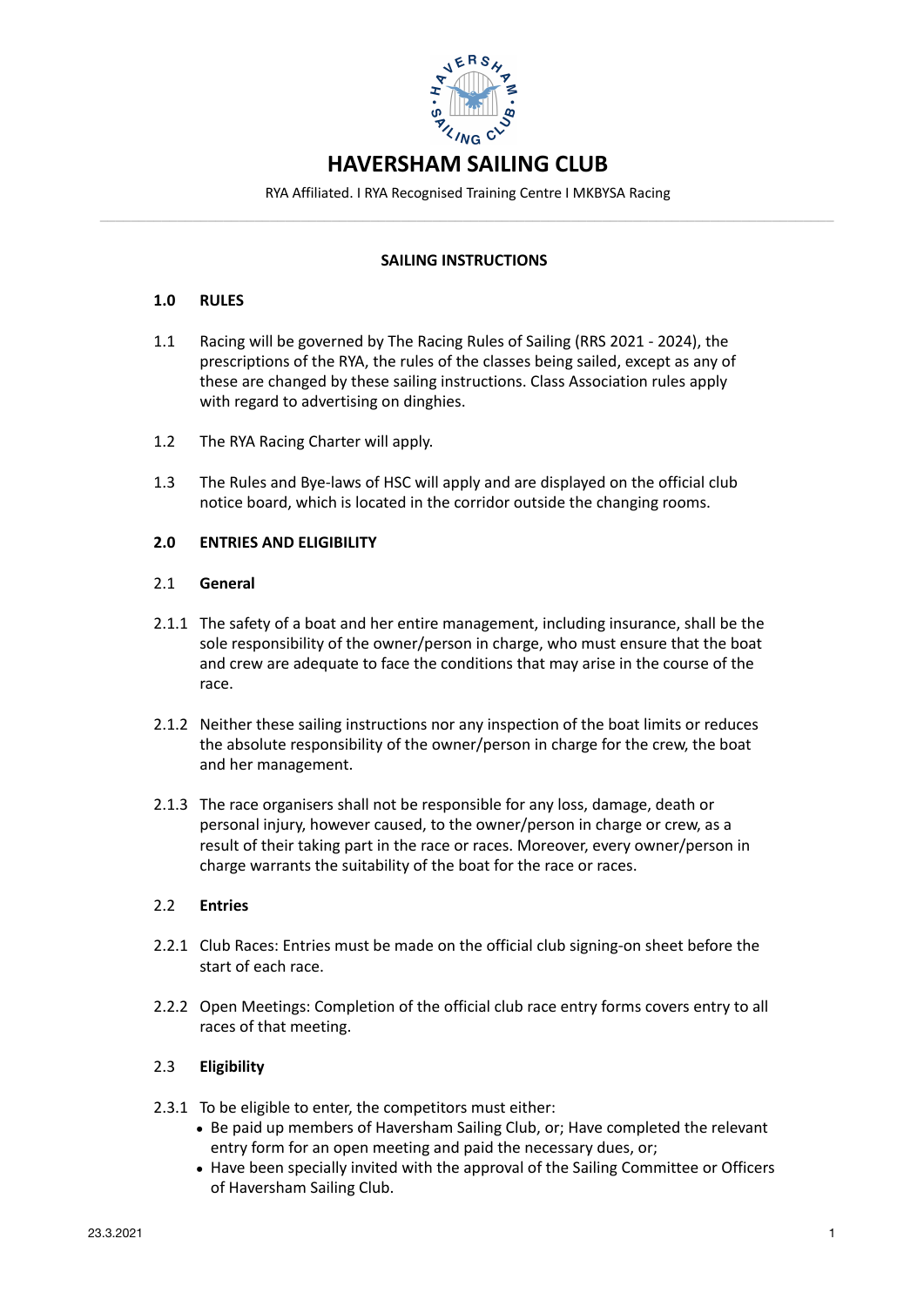# HAVERSHAM SAILING CLUB

RYA Affiliated. I RYA Recognised Training Centre I MKBYSA Racing

## SAILING INSTRUCTIONS

### 1.0 RULES

1.1 Racing will be governed by The Racing Rules of Sailing (RRS 2021 - 2024), the prescriptions of the RYA, the rules of the classes being sailed, except as any of these are changed by these sailing instructions. Class Association rules apply with regard to advertising on dinghies.

1.2 The RYA Racing Charter will apply.

1.3 The Rules and Bye-laws of HSC will apply and are displayed on the official club notice board, which is located in the corridor outside the changing rooms.

### 2.0 ENTRIES AND ELIGIBILITY

2.1 **General**

2.1.1 The safety of a boat and her entire management, including insurance, shall be the sole responsibility of the owner/person in charge, who must ensure that the boat and crew are adequate to face the conditions that may arise in the course of the race.

2.1.2 Neither these sailing instructions nor any inspection of the boat limits or reduces the absolute responsibility of the owner/person in charge for the crew, the boat and her management.

2.1.3 The race organisers shall not be responsible for any loss, damage, death or personal injury, however caused, to the owner/person in charge or crew, as a result of their taking part in the race or races. Moreover, every owner/person in charge warrants the suitability of the boat for the race or races.

2.2 **Entries**

2.2.1 Club Races: Entries must be made on the official club signing-on sheet before the start of each race.

2.2.2 Open Meetings: Completion of the official club race entry forms covers entry to all races of that meeting.

2.3 **Eligibility**

2.3.1 To be eligible to enter, the competitors must either:

- Be paid up members of Haversham Sailing Club, or; Have completed the relevant entry form for an open meeting and paid the necessary dues, or;
- Have been specially invited with the approval of the Sailing Committee or Officers of Haversham Sailing Club.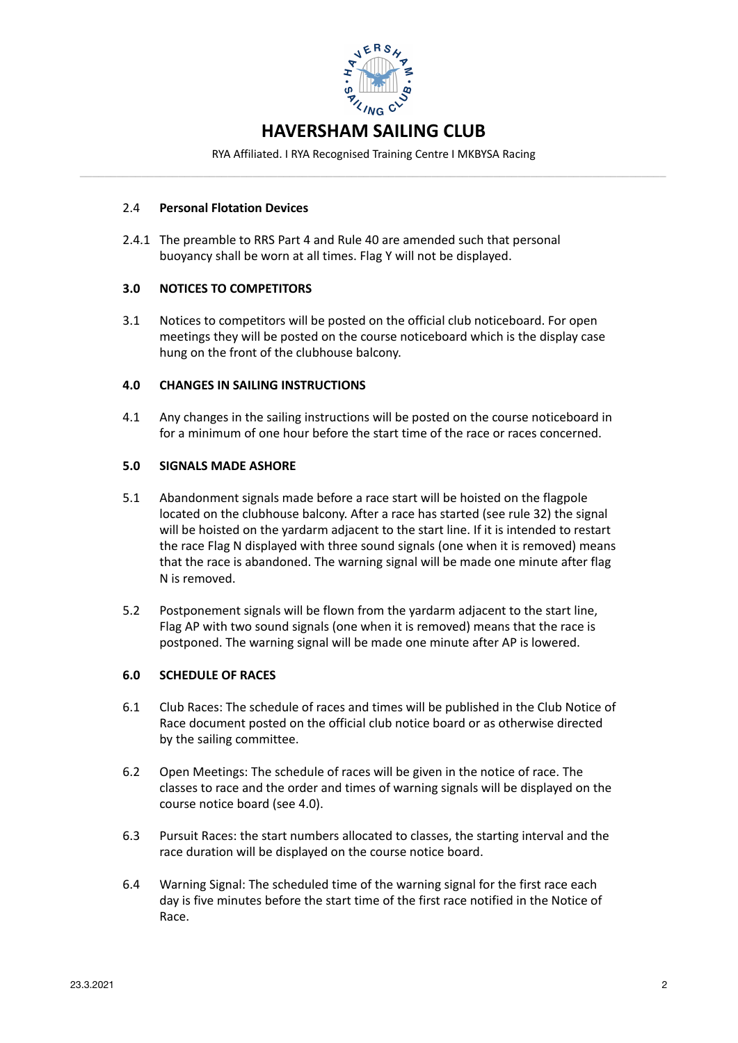### 2.4 Personal Flotation Devices

2.4.1 The preamble to RRS Part 4 and Rule 40 are amended such that personal buoyancy shall be worn at all times. Flag Y will not be displayed.

## 3.0 NOTICES TO COMPETITORS

3.1 Notices to competitors will be posted on the official club noticeboard. For open meetings they will be posted on the course noticeboard which is the display case hung on the front of the clubhouse balcony.

## 4.0 CHANGES IN SAILING INSTRUCTIONS

4.1 Any changes in the sailing instructions will be posted on the course noticeboard in for a minimum of one hour before the start time of the race or races concerned.

## 5.0 SIGNALS MADE ASHORE

5.1 Abandonment signals made before a race start will be hoisted on the flagpole located on the clubhouse balcony. After a race has started (see rule 32) the signal will be hoisted on the yardarm adjacent to the start line. If it is intended to restart the race Flag N displayed with three sound signals (one when it is removed) means that the race is abandoned. The warning signal will be made one minute after flag N is removed.

5.2 Postponement signals will be flown from the yardarm adjacent to the start line, Flag AP with two sound signals (one when it is removed) means that the race is postponed. The warning signal will be made one minute after AP is lowered.

## 6.0 SCHEDULE OF RACES

6.1 Club Races: The schedule of races and times will be published in the Club Notice of Race document posted on the official club notice board or as otherwise directed by the sailing committee.

6.2 Open Meetings: The schedule of races will be given in the notice of race. The classes to race and the order and times of warning signals will be displayed on the course notice board (see 4.0).

6.3 Pursuit Races: the start numbers allocated to classes, the starting interval and the race duration will be displayed on the course notice board.

6.4 Warning Signal: The scheduled time of the warning signal for the first race each day is five minutes before the start time of the first race notified in the Notice of Race.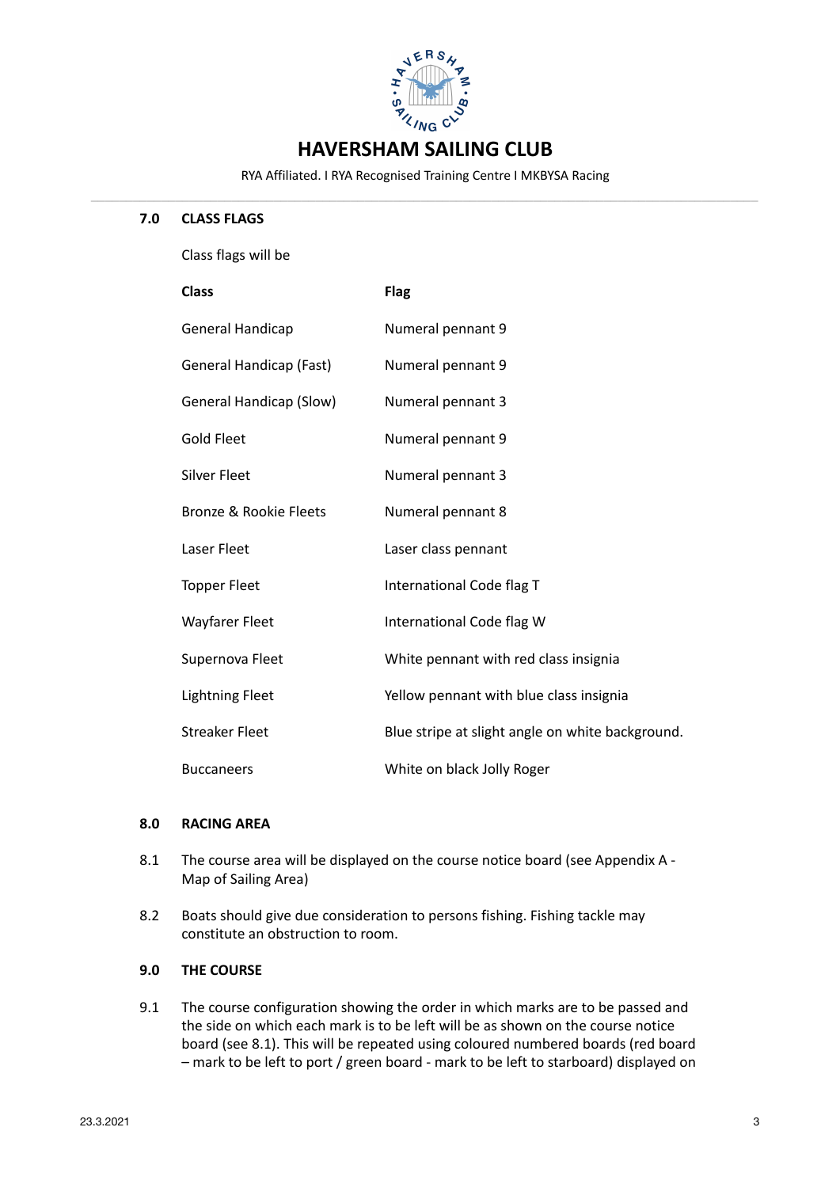## 7.0 CLASS FLAGS

Class flags will be

| Class | Flag |
|---|---|
| General Handicap | Numeral pennant 9 |
| General Handicap (Fast) | Numeral pennant 9 |
| General Handicap (Slow) | Numeral pennant 3 |
| Gold Fleet | Numeral pennant 9 |
| Silver Fleet | Numeral pennant 3 |
| Bronze & Rookie Fleets | Numeral pennant 8 |
| Laser Fleet | Laser class pennant |
| Topper Fleet | International Code flag T |
| Wayfarer Fleet | International Code flag W |
| Supernova Fleet | White pennant with red class insignia |
| Lightning Fleet | Yellow pennant with blue class insignia |
| Streaker Fleet | Blue stripe at slight angle on white background. |
| Buccaneers | White on black Jolly Roger |

## 8.0 RACING AREA

8.1 The course area will be displayed on the course notice board (see Appendix A - Map of Sailing Area)

8.2 Boats should give due consideration to persons fishing. Fishing tackle may constitute an obstruction to room.

## 9.0 THE COURSE

9.1 The course configuration showing the order in which marks are to be passed and the side on which each mark is to be left will be as shown on the course notice board (see 8.1). This will be repeated using coloured numbered boards (red board – mark to be left to port / green board - mark to be left to starboard) displayed on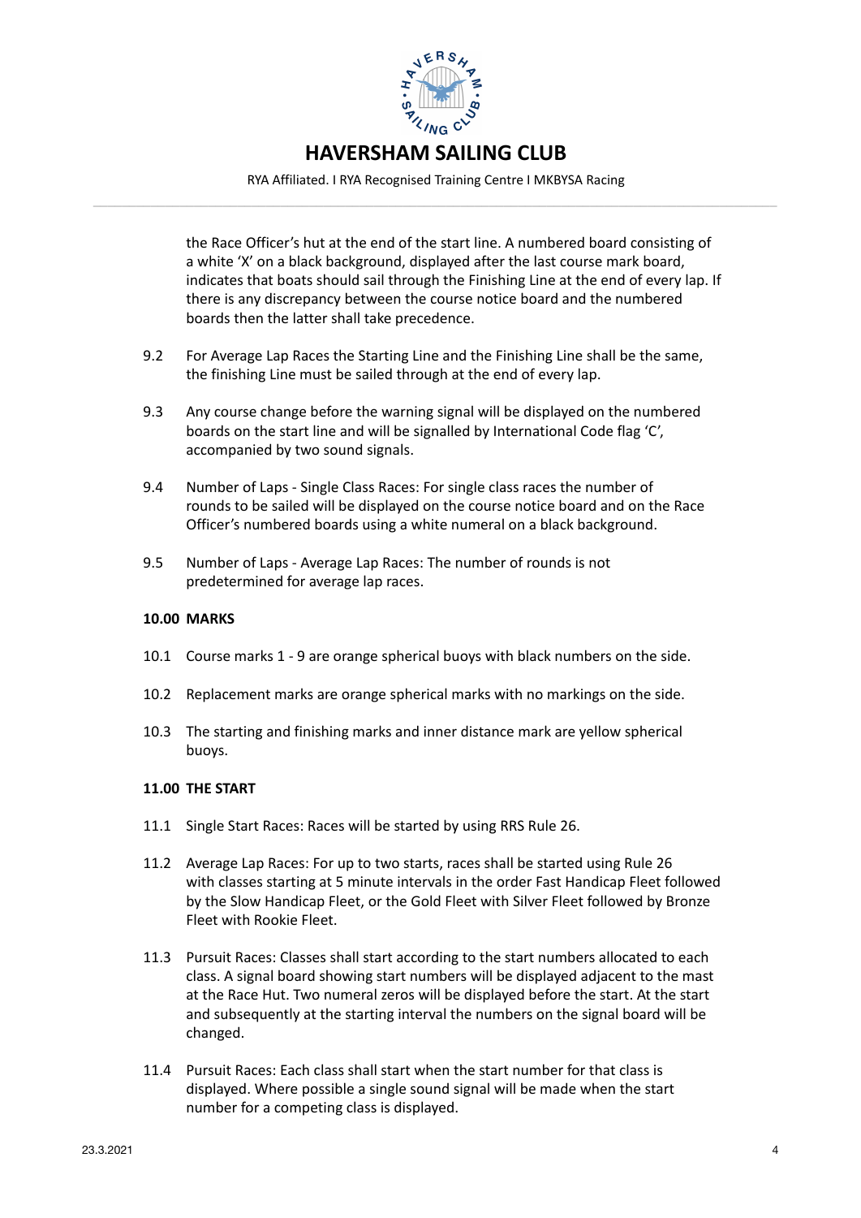the Race Officer's hut at the end of the start line. A numbered board consisting of a white 'X' on a black background, displayed after the last course mark board, indicates that boats should sail through the Finishing Line at the end of every lap. If there is any discrepancy between the course notice board and the numbered boards then the latter shall take precedence.

9.2 For Average Lap Races the Starting Line and the Finishing Line shall be the same, the finishing Line must be sailed through at the end of every lap.

9.3 Any course change before the warning signal will be displayed on the numbered boards on the start line and will be signalled by International Code flag 'C', accompanied by two sound signals.

9.4 Number of Laps - Single Class Races: For single class races the number of rounds to be sailed will be displayed on the course notice board and on the Race Officer's numbered boards using a white numeral on a black background.

9.5 Number of Laps - Average Lap Races: The number of rounds is not predetermined for average lap races.

**10.00 MARKS**

10.1 Course marks 1 - 9 are orange spherical buoys with black numbers on the side.

10.2 Replacement marks are orange spherical marks with no markings on the side.

10.3 The starting and finishing marks and inner distance mark are yellow spherical buoys.

**11.00 THE START**

11.1 Single Start Races: Races will be started by using RRS Rule 26.

11.2 Average Lap Races: For up to two starts, races shall be started using Rule 26 with classes starting at 5 minute intervals in the order Fast Handicap Fleet followed by the Slow Handicap Fleet, or the Gold Fleet with Silver Fleet followed by Bronze Fleet with Rookie Fleet.

11.3 Pursuit Races: Classes shall start according to the start numbers allocated to each class. A signal board showing start numbers will be displayed adjacent to the mast at the Race Hut. Two numeral zeros will be displayed before the start. At the start and subsequently at the starting interval the numbers on the signal board will be changed.

11.4 Pursuit Races: Each class shall start when the start number for that class is displayed. Where possible a single sound signal will be made when the start number for a competing class is displayed.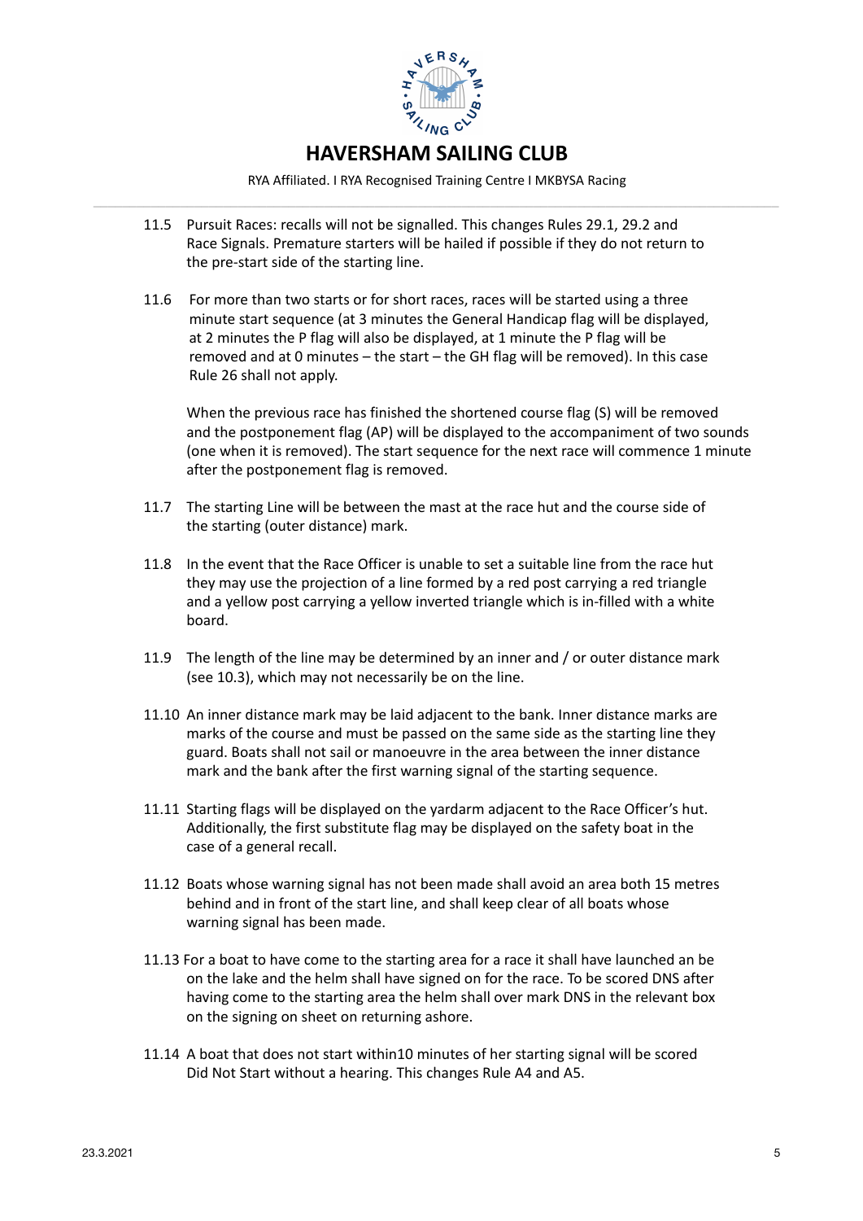11.5 Pursuit Races: recalls will not be signalled. This changes Rules 29.1, 29.2 and Race Signals. Premature starters will be hailed if possible if they do not return to the pre-start side of the starting line.

11.6 For more than two starts or for short races, races will be started using a three minute start sequence (at 3 minutes the General Handicap flag will be displayed, at 2 minutes the P flag will also be displayed, at 1 minute the P flag will be removed and at 0 minutes – the start – the GH flag will be removed). In this case Rule 26 shall not apply.

When the previous race has finished the shortened course flag (S) will be removed and the postponement flag (AP) will be displayed to the accompaniment of two sounds (one when it is removed). The start sequence for the next race will commence 1 minute after the postponement flag is removed.

11.7 The starting Line will be between the mast at the race hut and the course side of the starting (outer distance) mark.

11.8 In the event that the Race Officer is unable to set a suitable line from the race hut they may use the projection of a line formed by a red post carrying a red triangle and a yellow post carrying a yellow inverted triangle which is in-filled with a white board.

11.9 The length of the line may be determined by an inner and / or outer distance mark (see 10.3), which may not necessarily be on the line.

11.10 An inner distance mark may be laid adjacent to the bank. Inner distance marks are marks of the course and must be passed on the same side as the starting line they guard. Boats shall not sail or manoeuvre in the area between the inner distance mark and the bank after the first warning signal of the starting sequence.

11.11 Starting flags will be displayed on the yardarm adjacent to the Race Officer's hut. Additionally, the first substitute flag may be displayed on the safety boat in the case of a general recall.

11.12 Boats whose warning signal has not been made shall avoid an area both 15 metres behind and in front of the start line, and shall keep clear of all boats whose warning signal has been made.

11.13 For a boat to have come to the starting area for a race it shall have launched an be on the lake and the helm shall have signed on for the race. To be scored DNS after having come to the starting area the helm shall over mark DNS in the relevant box on the signing on sheet on returning ashore.

11.14 A boat that does not start within10 minutes of her starting signal will be scored Did Not Start without a hearing. This changes Rule A4 and A5.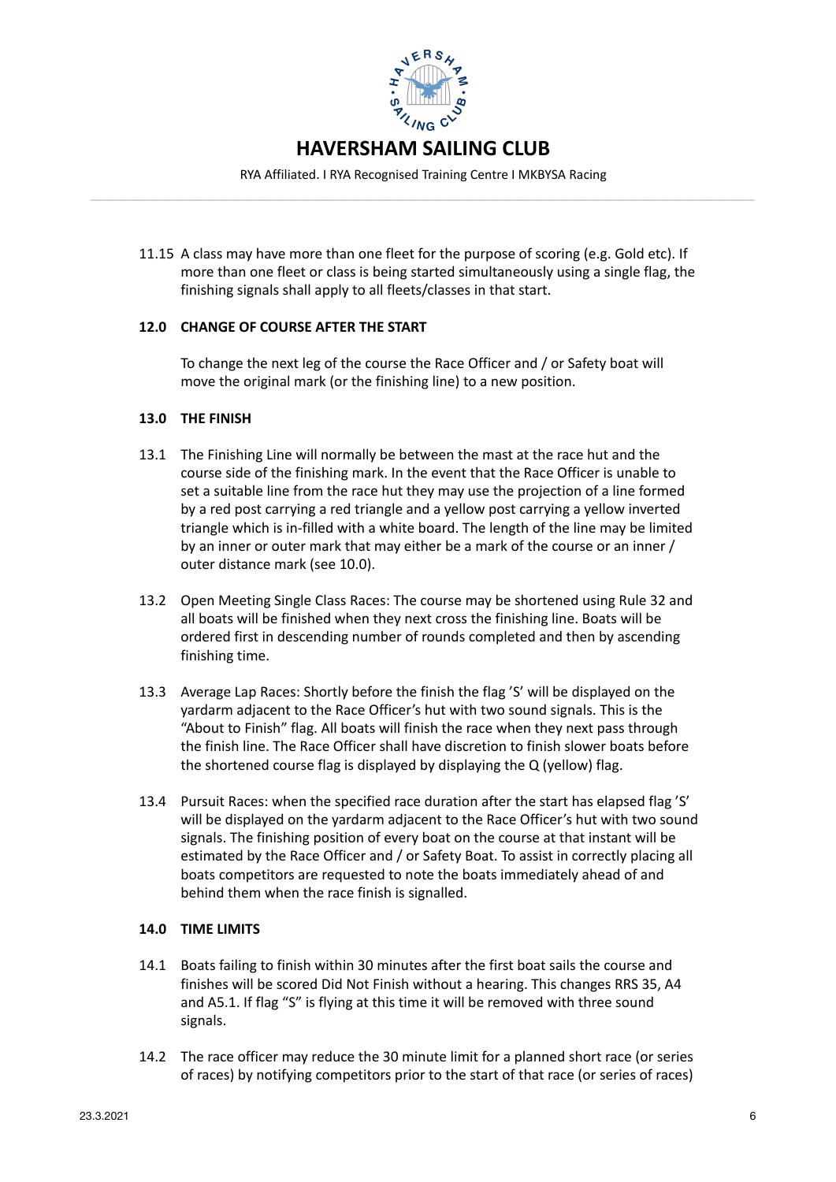11.15 A class may have more than one fleet for the purpose of scoring (e.g. Gold etc). If more than one fleet or class is being started simultaneously using a single flag, the finishing signals shall apply to all fleets/classes in that start.

### 12.0 CHANGE OF COURSE AFTER THE START

To change the next leg of the course the Race Officer and / or Safety boat will move the original mark (or the finishing line) to a new position.

### 13.0 THE FINISH

13.1 The Finishing Line will normally be between the mast at the race hut and the course side of the finishing mark. In the event that the Race Officer is unable to set a suitable line from the race hut they may use the projection of a line formed by a red post carrying a red triangle and a yellow post carrying a yellow inverted triangle which is in-filled with a white board. The length of the line may be limited by an inner or outer mark that may either be a mark of the course or an inner / outer distance mark (see 10.0).

13.2 Open Meeting Single Class Races: The course may be shortened using Rule 32 and all boats will be finished when they next cross the finishing line. Boats will be ordered first in descending number of rounds completed and then by ascending finishing time.

13.3 Average Lap Races: Shortly before the finish the flag 'S' will be displayed on the yardarm adjacent to the Race Officer's hut with two sound signals. This is the "About to Finish" flag. All boats will finish the race when they next pass through the finish line. The Race Officer shall have discretion to finish slower boats before the shortened course flag is displayed by displaying the Q (yellow) flag.

13.4 Pursuit Races: when the specified race duration after the start has elapsed flag 'S' will be displayed on the yardarm adjacent to the Race Officer's hut with two sound signals. The finishing position of every boat on the course at that instant will be estimated by the Race Officer and / or Safety Boat. To assist in correctly placing all boats competitors are requested to note the boats immediately ahead of and behind them when the race finish is signalled.

### 14.0 TIME LIMITS

14.1 Boats failing to finish within 30 minutes after the first boat sails the course and finishes will be scored Did Not Finish without a hearing. This changes RRS 35, A4 and A5.1. If flag "S" is flying at this time it will be removed with three sound signals.

14.2 The race officer may reduce the 30 minute limit for a planned short race (or series of races) by notifying competitors prior to the start of that race (or series of races)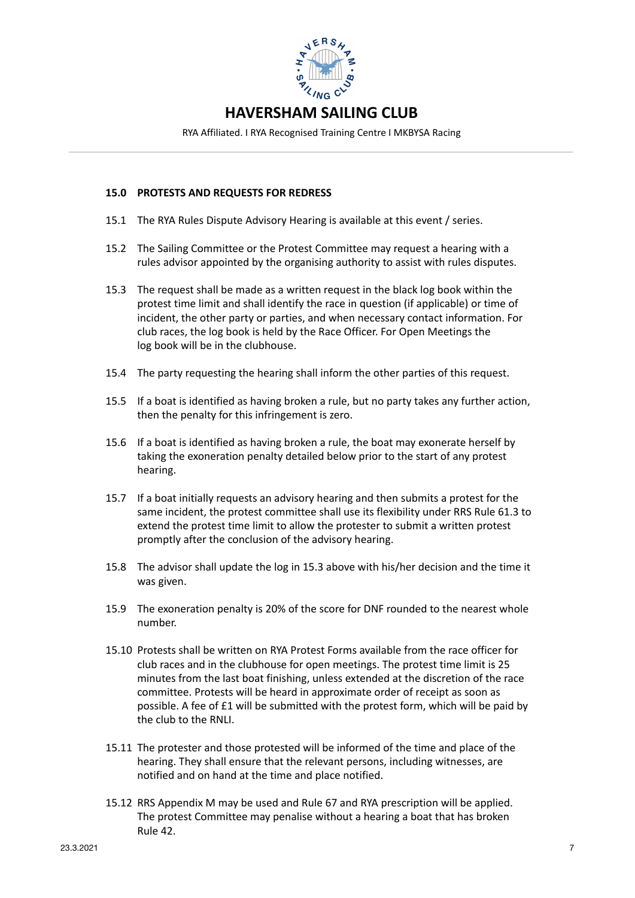# HAVERSHAM SAILING CLUB

RYA Affiliated. I RYA Recognised Training Centre I MKBYSA Racing

## 15.0 PROTESTS AND REQUESTS FOR REDRESS

15.1 The RYA Rules Dispute Advisory Hearing is available at this event / series.

15.2 The Sailing Committee or the Protest Committee may request a hearing with a rules advisor appointed by the organising authority to assist with rules disputes.

15.3 The request shall be made as a written request in the black log book within the protest time limit and shall identify the race in question (if applicable) or time of incident, the other party or parties, and when necessary contact information. For club races, the log book is held by the Race Officer. For Open Meetings the log book will be in the clubhouse.

15.4 The party requesting the hearing shall inform the other parties of this request.

15.5 If a boat is identified as having broken a rule, but no party takes any further action, then the penalty for this infringement is zero.

15.6 If a boat is identified as having broken a rule, the boat may exonerate herself by taking the exoneration penalty detailed below prior to the start of any protest hearing.

15.7 If a boat initially requests an advisory hearing and then submits a protest for the same incident, the protest committee shall use its flexibility under RRS Rule 61.3 to extend the protest time limit to allow the protester to submit a written protest promptly after the conclusion of the advisory hearing.

15.8 The advisor shall update the log in 15.3 above with his/her decision and the time it was given.

15.9 The exoneration penalty is 20% of the score for DNF rounded to the nearest whole number.

15.10 Protests shall be written on RYA Protest Forms available from the race officer for club races and in the clubhouse for open meetings. The protest time limit is 25 minutes from the last boat finishing, unless extended at the discretion of the race committee. Protests will be heard in approximate order of receipt as soon as possible. A fee of £1 will be submitted with the protest form, which will be paid by the club to the RNLI.

15.11 The protester and those protested will be informed of the time and place of the hearing. They shall ensure that the relevant persons, including witnesses, are notified and on hand at the time and place notified.

15.12 RRS Appendix M may be used and Rule 67 and RYA prescription will be applied. The protest Committee may penalise without a hearing a boat that has broken Rule 42.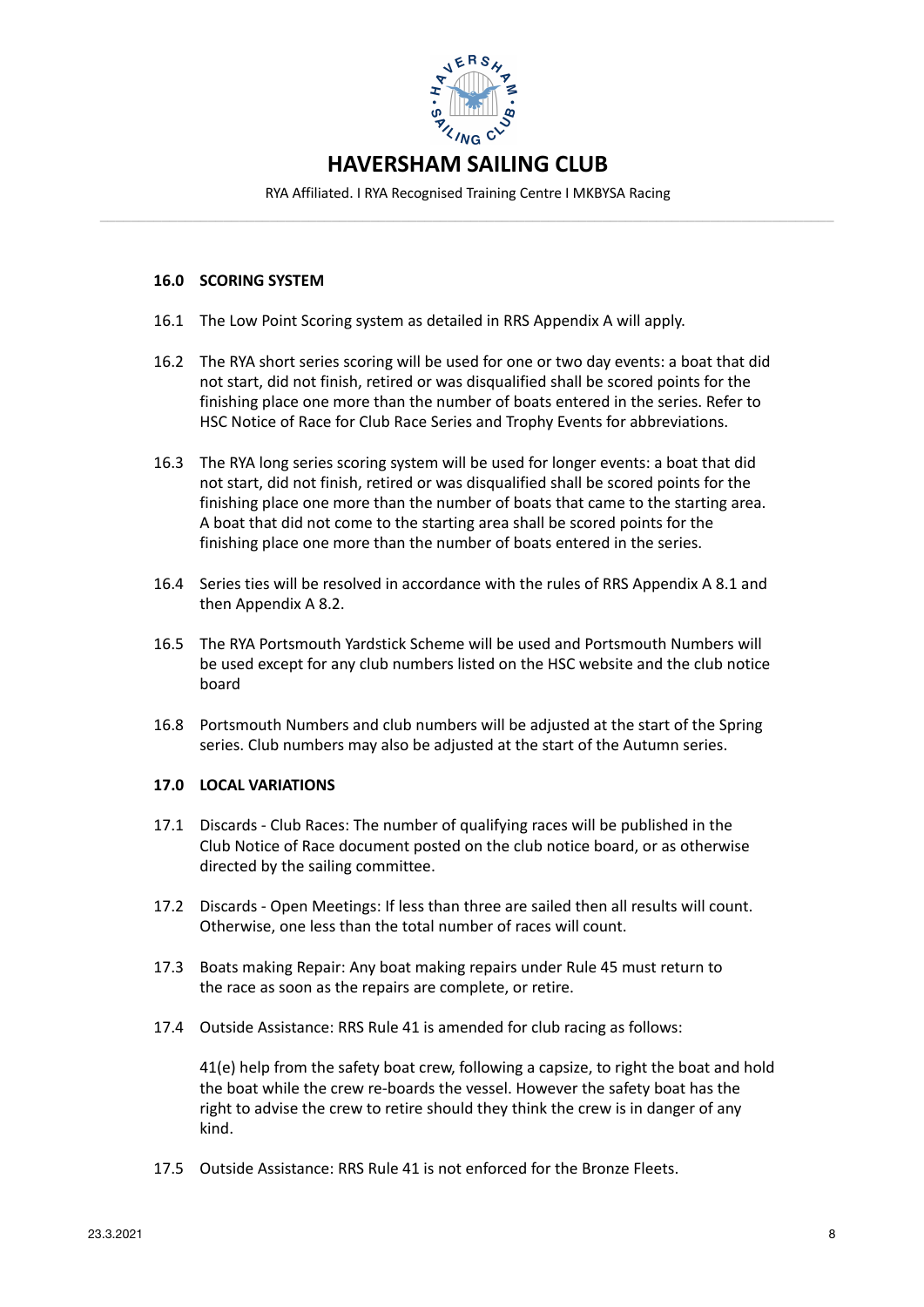## 16.0 SCORING SYSTEM

16.1 The Low Point Scoring system as detailed in RRS Appendix A will apply.

16.2 The RYA short series scoring will be used for one or two day events: a boat that did not start, did not finish, retired or was disqualified shall be scored points for the finishing place one more than the number of boats entered in the series. Refer to HSC Notice of Race for Club Race Series and Trophy Events for abbreviations.

16.3 The RYA long series scoring system will be used for longer events: a boat that did not start, did not finish, retired or was disqualified shall be scored points for the finishing place one more than the number of boats that came to the starting area. A boat that did not come to the starting area shall be scored points for the finishing place one more than the number of boats entered in the series.

16.4 Series ties will be resolved in accordance with the rules of RRS Appendix A 8.1 and then Appendix A 8.2.

16.5 The RYA Portsmouth Yardstick Scheme will be used and Portsmouth Numbers will be used except for any club numbers listed on the HSC website and the club notice board

16.8 Portsmouth Numbers and club numbers will be adjusted at the start of the Spring series. Club numbers may also be adjusted at the start of the Autumn series.

## 17.0 LOCAL VARIATIONS

17.1 Discards - Club Races: The number of qualifying races will be published in the Club Notice of Race document posted on the club notice board, or as otherwise directed by the sailing committee.

17.2 Discards - Open Meetings: If less than three are sailed then all results will count. Otherwise, one less than the total number of races will count.

17.3 Boats making Repair: Any boat making repairs under Rule 45 must return to the race as soon as the repairs are complete, or retire.

17.4 Outside Assistance: RRS Rule 41 is amended for club racing as follows:

41(e) help from the safety boat crew, following a capsize, to right the boat and hold the boat while the crew re-boards the vessel. However the safety boat has the right to advise the crew to retire should they think the crew is in danger of any kind.

17.5 Outside Assistance: RRS Rule 41 is not enforced for the Bronze Fleets.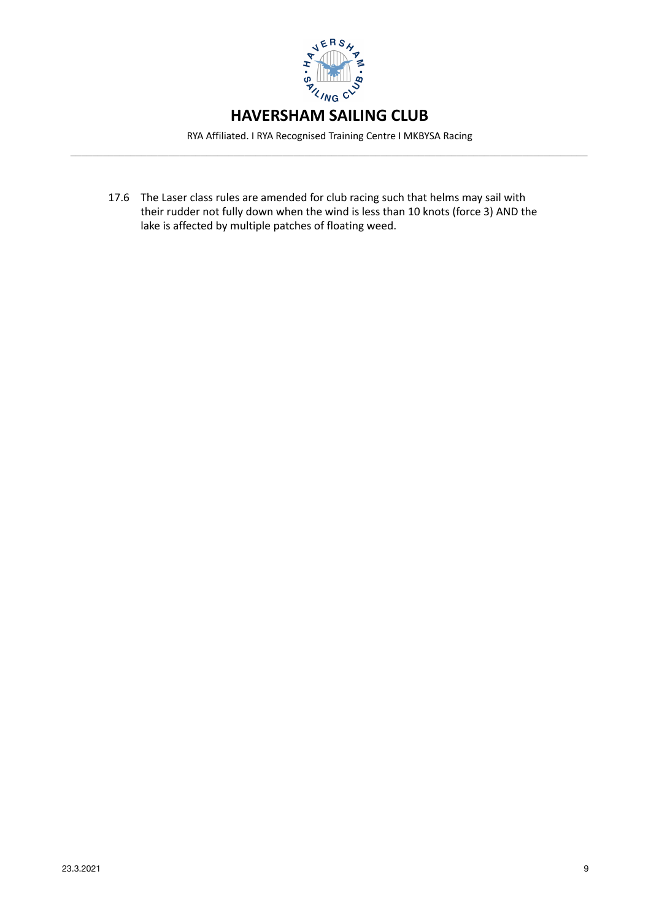17.6 The Laser class rules are amended for club racing such that helms may sail with their rudder not fully down when the wind is less than 10 knots (force 3) AND the lake is affected by multiple patches of floating weed.